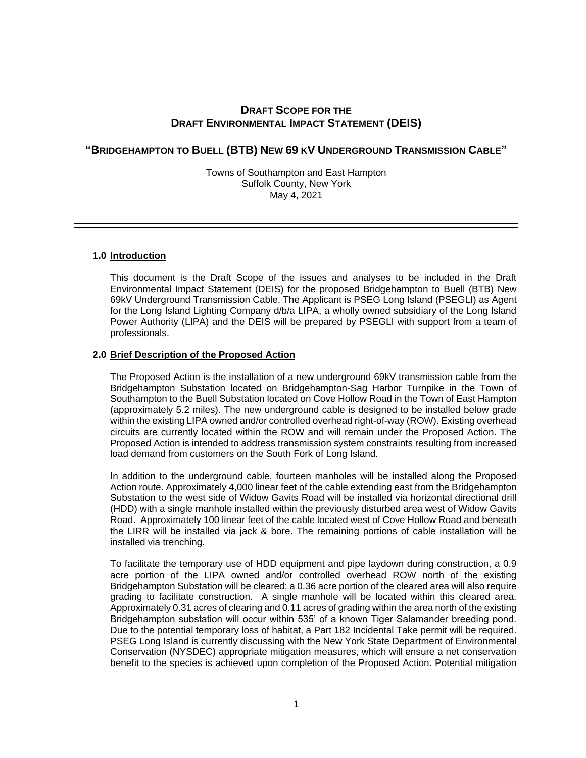# DRAFT SCOPE FOR THE DRAFT ENVIRONMENTAL IMPACT STATEMENT (DEIS)

## "BRIDGEHAMPTON TO BUELL (BTB) NEW 69 KV UNDERGROUND TRANSMISSION CABLE"

Towns of Southampton and East Hampton
Suffolk County, New York
May 4, 2021

---

### 1.0 Introduction

This document is the Draft Scope of the issues and analyses to be included in the Draft Environmental Impact Statement (DEIS) for the proposed Bridgehampton to Buell (BTB) New 69kV Underground Transmission Cable. The Applicant is PSEG Long Island (PSEGLI) as Agent for the Long Island Lighting Company d/b/a LIPA, a wholly owned subsidiary of the Long Island Power Authority (LIPA) and the DEIS will be prepared by PSEGLI with support from a team of professionals.

### 2.0 Brief Description of the Proposed Action

The Proposed Action is the installation of a new underground 69kV transmission cable from the Bridgehampton Substation located on Bridgehampton-Sag Harbor Turnpike in the Town of Southampton to the Buell Substation located on Cove Hollow Road in the Town of East Hampton (approximately 5.2 miles). The new underground cable is designed to be installed below grade within the existing LIPA owned and/or controlled overhead right-of-way (ROW). Existing overhead circuits are currently located within the ROW and will remain under the Proposed Action. The Proposed Action is intended to address transmission system constraints resulting from increased load demand from customers on the South Fork of Long Island.

In addition to the underground cable, fourteen manholes will be installed along the Proposed Action route. Approximately 4,000 linear feet of the cable extending east from the Bridgehampton Substation to the west side of Widow Gavits Road will be installed via horizontal directional drill (HDD) with a single manhole installed within the previously disturbed area west of Widow Gavits Road. Approximately 100 linear feet of the cable located west of Cove Hollow Road and beneath the LIRR will be installed via jack & bore. The remaining portions of cable installation will be installed via trenching.

To facilitate the temporary use of HDD equipment and pipe laydown during construction, a 0.9 acre portion of the LIPA owned and/or controlled overhead ROW north of the existing Bridgehampton Substation will be cleared; a 0.36 acre portion of the cleared area will also require grading to facilitate construction. A single manhole will be located within this cleared area. Approximately 0.31 acres of clearing and 0.11 acres of grading within the area north of the existing Bridgehampton substation will occur within 535' of a known Tiger Salamander breeding pond. Due to the potential temporary loss of habitat, a Part 182 Incidental Take permit will be required. PSEG Long Island is currently discussing with the New York State Department of Environmental Conservation (NYSDEC) appropriate mitigation measures, which will ensure a net conservation benefit to the species is achieved upon completion of the Proposed Action. Potential mitigation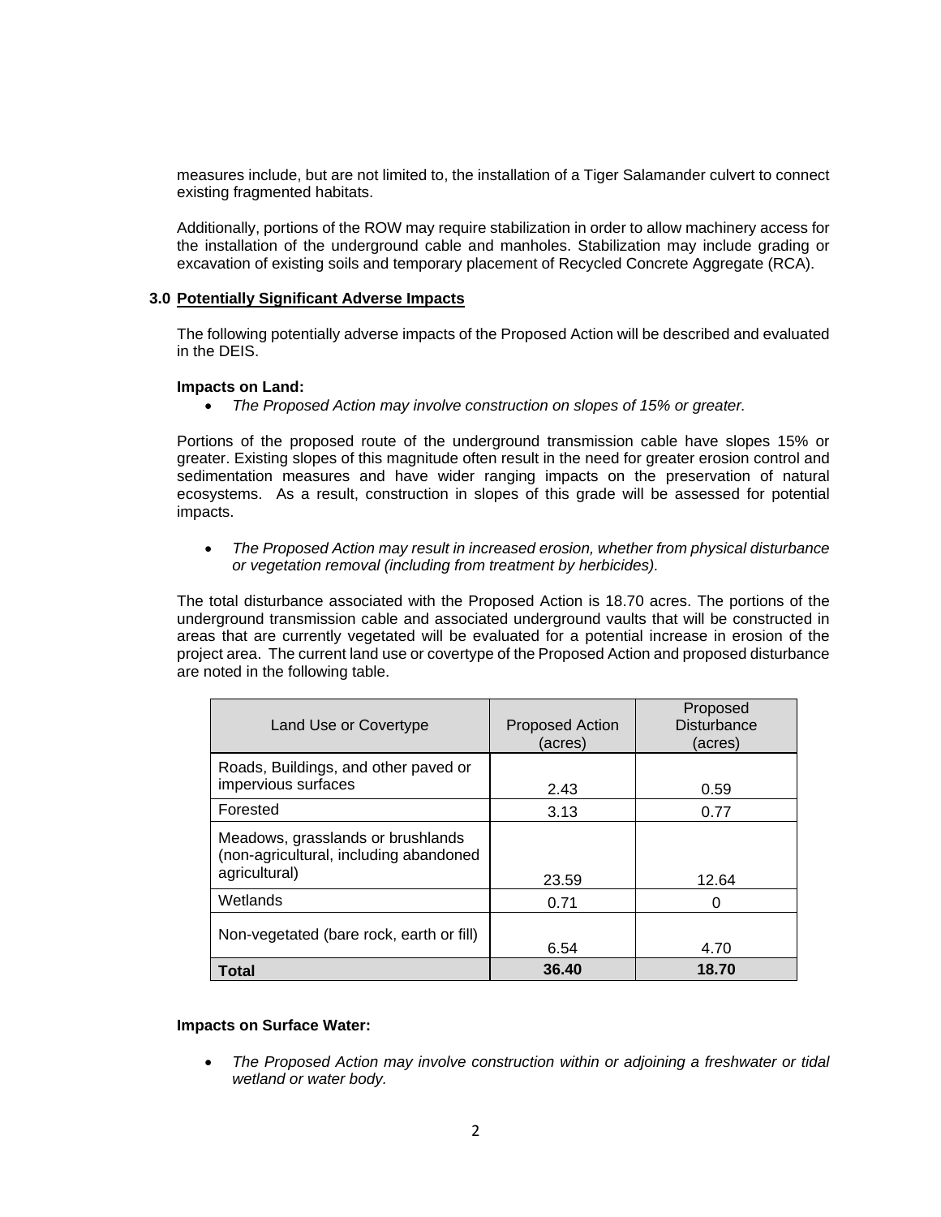measures include, but are not limited to, the installation of a Tiger Salamander culvert to connect existing fragmented habitats.

Additionally, portions of the ROW may require stabilization in order to allow machinery access for the installation of the underground cable and manholes. Stabilization may include grading or excavation of existing soils and temporary placement of Recycled Concrete Aggregate (RCA).

## 3.0 Potentially Significant Adverse Impacts

The following potentially adverse impacts of the Proposed Action will be described and evaluated in the DEIS.

**Impacts on Land:**

- *The Proposed Action may involve construction on slopes of 15% or greater.*

Portions of the proposed route of the underground transmission cable have slopes 15% or greater. Existing slopes of this magnitude often result in the need for greater erosion control and sedimentation measures and have wider ranging impacts on the preservation of natural ecosystems. As a result, construction in slopes of this grade will be assessed for potential impacts.

- *The Proposed Action may result in increased erosion, whether from physical disturbance or vegetation removal (including from treatment by herbicides).*

The total disturbance associated with the Proposed Action is 18.70 acres. The portions of the underground transmission cable and associated underground vaults that will be constructed in areas that are currently vegetated will be evaluated for a potential increase in erosion of the project area. The current land use or covertype of the Proposed Action and proposed disturbance are noted in the following table.

| Land Use or Covertype | Proposed Action (acres) | Proposed Disturbance (acres) |
|---|---|---|
| Roads, Buildings, and other paved or impervious surfaces | 2.43 | 0.59 |
| Forested | 3.13 | 0.77 |
| Meadows, grasslands or brushlands (non-agricultural, including abandoned agricultural) | 23.59 | 12.64 |
| Wetlands | 0.71 | 0 |
| Non-vegetated (bare rock, earth or fill) | 6.54 | 4.70 |
| **Total** | **36.40** | **18.70** |

**Impacts on Surface Water:**

- *The Proposed Action may involve construction within or adjoining a freshwater or tidal wetland or water body.*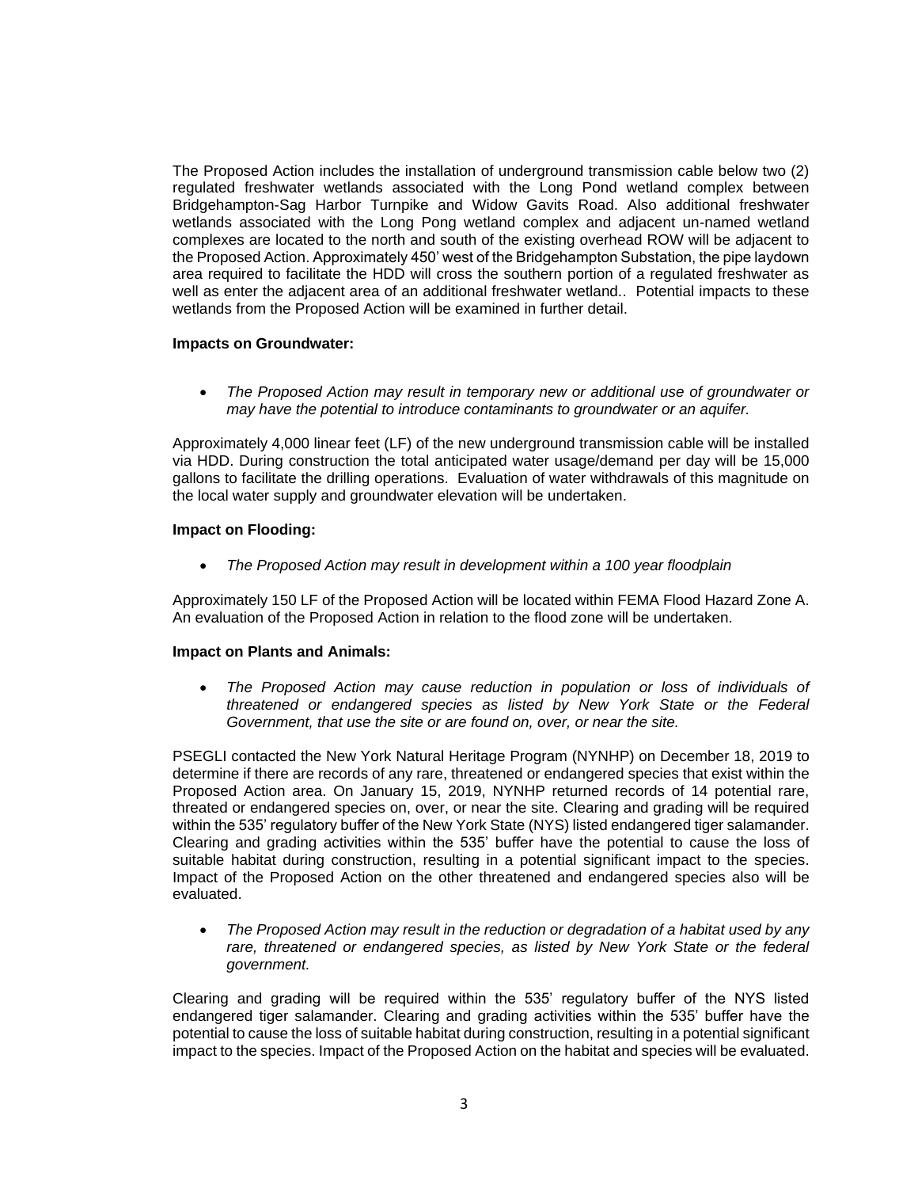The Proposed Action includes the installation of underground transmission cable below two (2) regulated freshwater wetlands associated with the Long Pond wetland complex between Bridgehampton-Sag Harbor Turnpike and Widow Gavits Road. Also additional freshwater wetlands associated with the Long Pong wetland complex and adjacent un-named wetland complexes are located to the north and south of the existing overhead ROW will be adjacent to the Proposed Action. Approximately 450' west of the Bridgehampton Substation, the pipe laydown area required to facilitate the HDD will cross the southern portion of a regulated freshwater as well as enter the adjacent area of an additional freshwater wetland.. Potential impacts to these wetlands from the Proposed Action will be examined in further detail.

**Impacts on Groundwater:**

- *The Proposed Action may result in temporary new or additional use of groundwater or may have the potential to introduce contaminants to groundwater or an aquifer.*

Approximately 4,000 linear feet (LF) of the new underground transmission cable will be installed via HDD. During construction the total anticipated water usage/demand per day will be 15,000 gallons to facilitate the drilling operations. Evaluation of water withdrawals of this magnitude on the local water supply and groundwater elevation will be undertaken.

**Impact on Flooding:**

- *The Proposed Action may result in development within a 100 year floodplain*

Approximately 150 LF of the Proposed Action will be located within FEMA Flood Hazard Zone A. An evaluation of the Proposed Action in relation to the flood zone will be undertaken.

**Impact on Plants and Animals:**

- *The Proposed Action may cause reduction in population or loss of individuals of threatened or endangered species as listed by New York State or the Federal Government, that use the site or are found on, over, or near the site.*

PSEGLI contacted the New York Natural Heritage Program (NYNHP) on December 18, 2019 to determine if there are records of any rare, threatened or endangered species that exist within the Proposed Action area. On January 15, 2019, NYNHP returned records of 14 potential rare, threated or endangered species on, over, or near the site. Clearing and grading will be required within the 535' regulatory buffer of the New York State (NYS) listed endangered tiger salamander. Clearing and grading activities within the 535' buffer have the potential to cause the loss of suitable habitat during construction, resulting in a potential significant impact to the species. Impact of the Proposed Action on the other threatened and endangered species also will be evaluated.

- *The Proposed Action may result in the reduction or degradation of a habitat used by any rare, threatened or endangered species, as listed by New York State or the federal government.*

Clearing and grading will be required within the 535' regulatory buffer of the NYS listed endangered tiger salamander. Clearing and grading activities within the 535' buffer have the potential to cause the loss of suitable habitat during construction, resulting in a potential significant impact to the species. Impact of the Proposed Action on the habitat and species will be evaluated.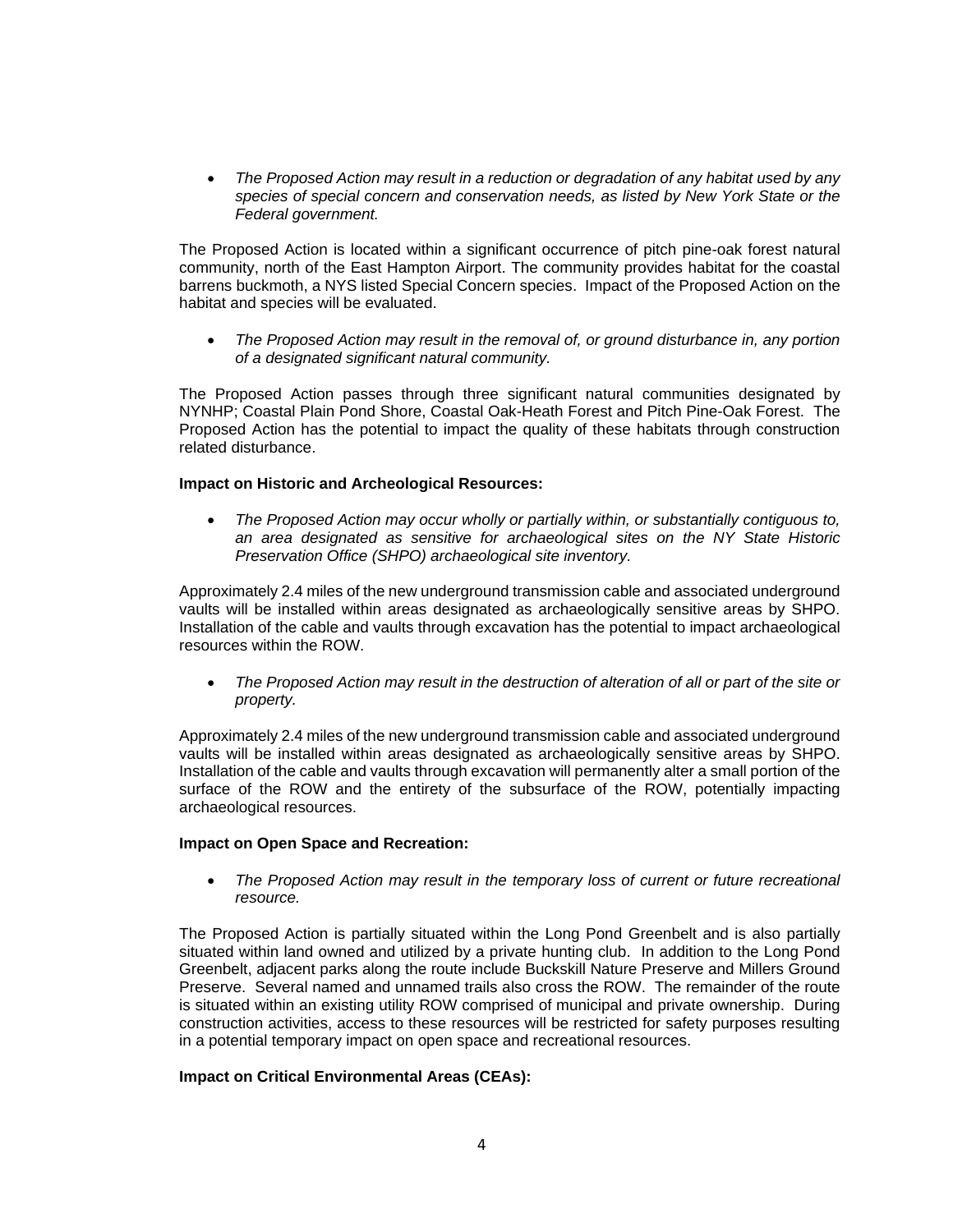- *The Proposed Action may result in a reduction or degradation of any habitat used by any species of special concern and conservation needs, as listed by New York State or the Federal government.*

The Proposed Action is located within a significant occurrence of pitch pine-oak forest natural community, north of the East Hampton Airport. The community provides habitat for the coastal barrens buckmoth, a NYS listed Special Concern species. Impact of the Proposed Action on the habitat and species will be evaluated.

- *The Proposed Action may result in the removal of, or ground disturbance in, any portion of a designated significant natural community.*

The Proposed Action passes through three significant natural communities designated by NYNHP; Coastal Plain Pond Shore, Coastal Oak-Heath Forest and Pitch Pine-Oak Forest. The Proposed Action has the potential to impact the quality of these habitats through construction related disturbance.

**Impact on Historic and Archeological Resources:**

- *The Proposed Action may occur wholly or partially within, or substantially contiguous to, an area designated as sensitive for archaeological sites on the NY State Historic Preservation Office (SHPO) archaeological site inventory.*

Approximately 2.4 miles of the new underground transmission cable and associated underground vaults will be installed within areas designated as archaeologically sensitive areas by SHPO. Installation of the cable and vaults through excavation has the potential to impact archaeological resources within the ROW.

- *The Proposed Action may result in the destruction of alteration of all or part of the site or property.*

Approximately 2.4 miles of the new underground transmission cable and associated underground vaults will be installed within areas designated as archaeologically sensitive areas by SHPO. Installation of the cable and vaults through excavation will permanently alter a small portion of the surface of the ROW and the entirety of the subsurface of the ROW, potentially impacting archaeological resources.

**Impact on Open Space and Recreation:**

- *The Proposed Action may result in the temporary loss of current or future recreational resource.*

The Proposed Action is partially situated within the Long Pond Greenbelt and is also partially situated within land owned and utilized by a private hunting club. In addition to the Long Pond Greenbelt, adjacent parks along the route include Buckskill Nature Preserve and Millers Ground Preserve. Several named and unnamed trails also cross the ROW. The remainder of the route is situated within an existing utility ROW comprised of municipal and private ownership. During construction activities, access to these resources will be restricted for safety purposes resulting in a potential temporary impact on open space and recreational resources.

**Impact on Critical Environmental Areas (CEAs):**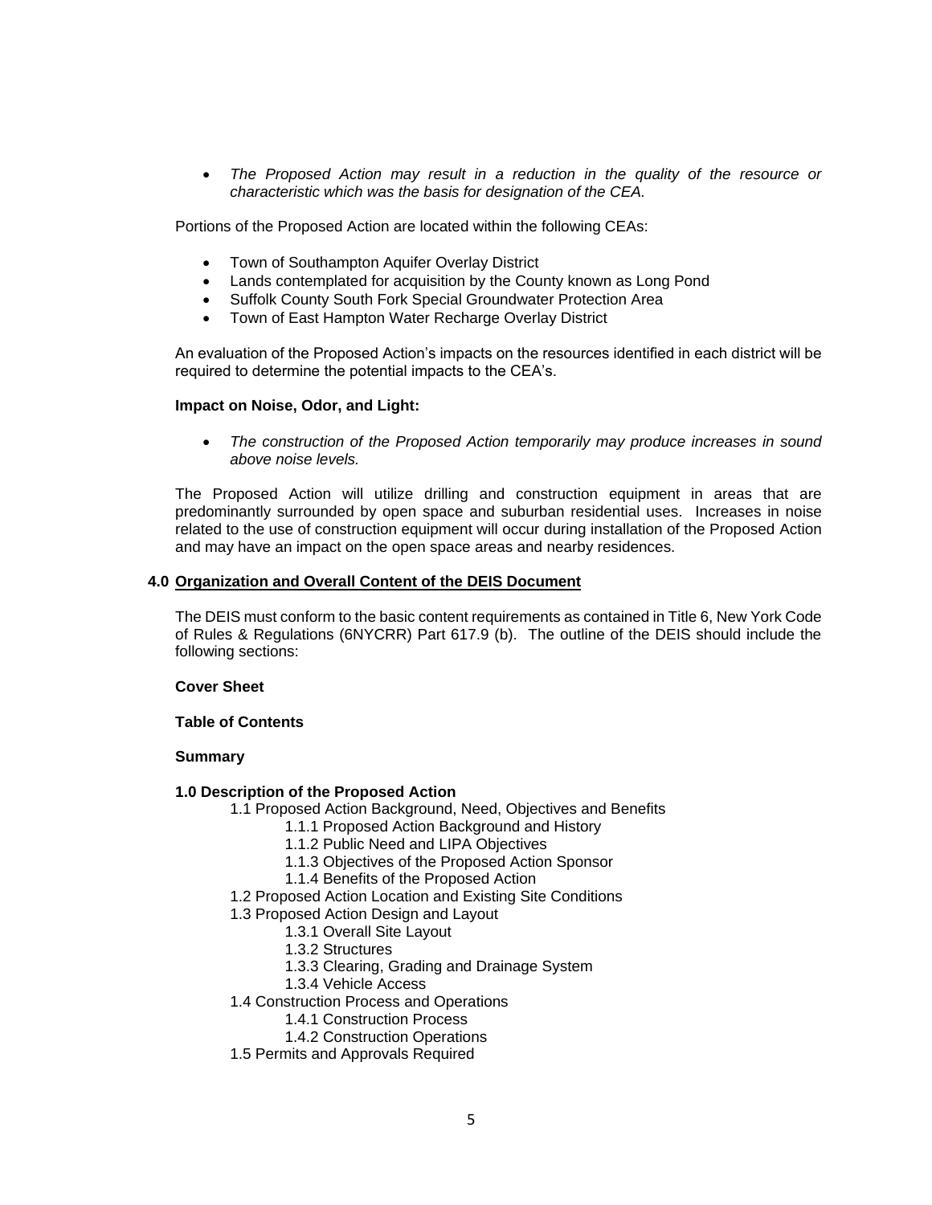- *The Proposed Action may result in a reduction in the quality of the resource or characteristic which was the basis for designation of the CEA.*

Portions of the Proposed Action are located within the following CEAs:

- Town of Southampton Aquifer Overlay District
- Lands contemplated for acquisition by the County known as Long Pond
- Suffolk County South Fork Special Groundwater Protection Area
- Town of East Hampton Water Recharge Overlay District

An evaluation of the Proposed Action's impacts on the resources identified in each district will be required to determine the potential impacts to the CEA's.

**Impact on Noise, Odor, and Light:**

- *The construction of the Proposed Action temporarily may produce increases in sound above noise levels.*

The Proposed Action will utilize drilling and construction equipment in areas that are predominantly surrounded by open space and suburban residential uses. Increases in noise related to the use of construction equipment will occur during installation of the Proposed Action and may have an impact on the open space areas and nearby residences.

## 4.0 <u>Organization and Overall Content of the DEIS Document</u>

The DEIS must conform to the basic content requirements as contained in Title 6, New York Code of Rules & Regulations (6NYCRR) Part 617.9 (b). The outline of the DEIS should include the following sections:

**Cover Sheet**

**Table of Contents**

**Summary**

**1.0 Description of the Proposed Action**

- 1.1 Proposed Action Background, Need, Objectives and Benefits
  - 1.1.1 Proposed Action Background and History
  - 1.1.2 Public Need and LIPA Objectives
  - 1.1.3 Objectives of the Proposed Action Sponsor
  - 1.1.4 Benefits of the Proposed Action
- 1.2 Proposed Action Location and Existing Site Conditions
- 1.3 Proposed Action Design and Layout
  - 1.3.1 Overall Site Layout
  - 1.3.2 Structures
  - 1.3.3 Clearing, Grading and Drainage System
  - 1.3.4 Vehicle Access
- 1.4 Construction Process and Operations
  - 1.4.1 Construction Process
  - 1.4.2 Construction Operations
- 1.5 Permits and Approvals Required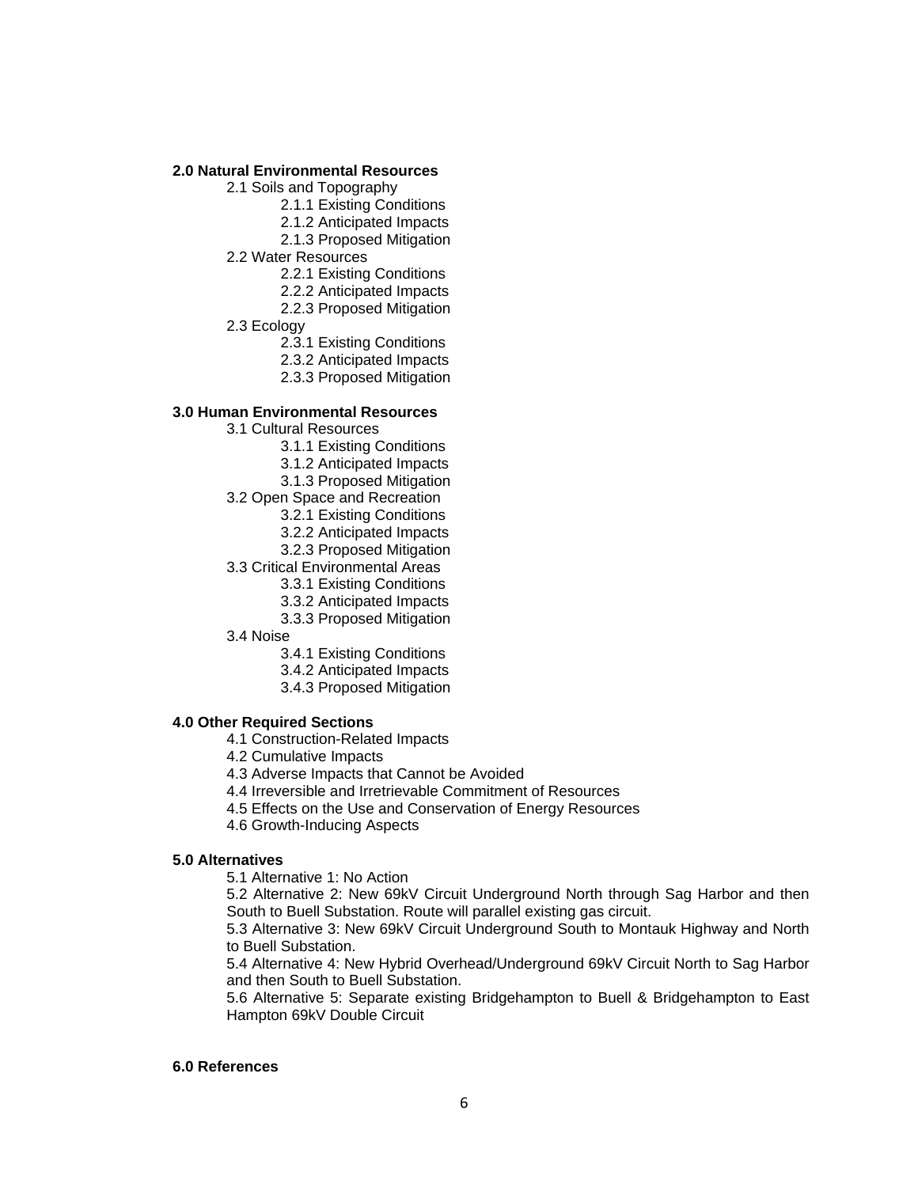**2.0 Natural Environmental Resources**

- 2.1 Soils and Topography
  - 2.1.1 Existing Conditions
  - 2.1.2 Anticipated Impacts
  - 2.1.3 Proposed Mitigation
- 2.2 Water Resources
  - 2.2.1 Existing Conditions
  - 2.2.2 Anticipated Impacts
  - 2.2.3 Proposed Mitigation
- 2.3 Ecology
  - 2.3.1 Existing Conditions
  - 2.3.2 Anticipated Impacts
  - 2.3.3 Proposed Mitigation

**3.0 Human Environmental Resources**

- 3.1 Cultural Resources
  - 3.1.1 Existing Conditions
  - 3.1.2 Anticipated Impacts
  - 3.1.3 Proposed Mitigation
- 3.2 Open Space and Recreation
  - 3.2.1 Existing Conditions
  - 3.2.2 Anticipated Impacts
  - 3.2.3 Proposed Mitigation
- 3.3 Critical Environmental Areas
  - 3.3.1 Existing Conditions
  - 3.3.2 Anticipated Impacts
  - 3.3.3 Proposed Mitigation
- 3.4 Noise
  - 3.4.1 Existing Conditions
  - 3.4.2 Anticipated Impacts
  - 3.4.3 Proposed Mitigation

**4.0 Other Required Sections**

- 4.1 Construction-Related Impacts
- 4.2 Cumulative Impacts
- 4.3 Adverse Impacts that Cannot be Avoided
- 4.4 Irreversible and Irretrievable Commitment of Resources
- 4.5 Effects on the Use and Conservation of Energy Resources
- 4.6 Growth-Inducing Aspects

**5.0 Alternatives**

- 5.1 Alternative 1: No Action
- 5.2 Alternative 2: New 69kV Circuit Underground North through Sag Harbor and then South to Buell Substation. Route will parallel existing gas circuit.
- 5.3 Alternative 3: New 69kV Circuit Underground South to Montauk Highway and North to Buell Substation.
- 5.4 Alternative 4: New Hybrid Overhead/Underground 69kV Circuit North to Sag Harbor and then South to Buell Substation.
- 5.6 Alternative 5: Separate existing Bridgehampton to Buell & Bridgehampton to East Hampton 69kV Double Circuit

**6.0 References**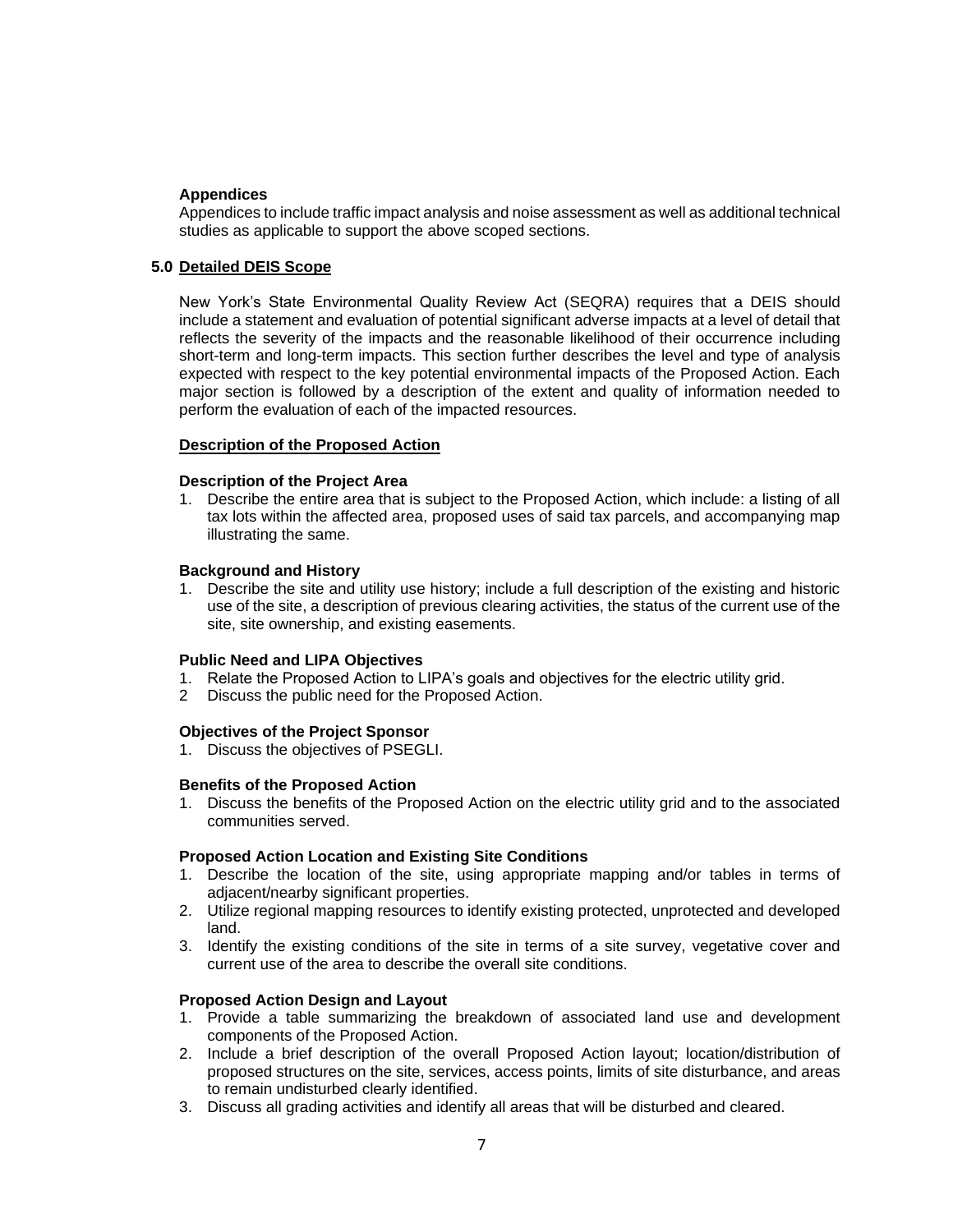**Appendices**

Appendices to include traffic impact analysis and noise assessment as well as additional technical studies as applicable to support the above scoped sections.

## 5.0 Detailed DEIS Scope

New York's State Environmental Quality Review Act (SEQRA) requires that a DEIS should include a statement and evaluation of potential significant adverse impacts at a level of detail that reflects the severity of the impacts and the reasonable likelihood of their occurrence including short-term and long-term impacts. This section further describes the level and type of analysis expected with respect to the key potential environmental impacts of the Proposed Action. Each major section is followed by a description of the extent and quality of information needed to perform the evaluation of each of the impacted resources.

### Description of the Proposed Action

**Description of the Project Area**

1. Describe the entire area that is subject to the Proposed Action, which include: a listing of all tax lots within the affected area, proposed uses of said tax parcels, and accompanying map illustrating the same.

**Background and History**

1. Describe the site and utility use history; include a full description of the existing and historic use of the site, a description of previous clearing activities, the status of the current use of the site, site ownership, and existing easements.

**Public Need and LIPA Objectives**

1. Relate the Proposed Action to LIPA's goals and objectives for the electric utility grid.
2. Discuss the public need for the Proposed Action.

**Objectives of the Project Sponsor**

1. Discuss the objectives of PSEGLI.

**Benefits of the Proposed Action**

1. Discuss the benefits of the Proposed Action on the electric utility grid and to the associated communities served.

**Proposed Action Location and Existing Site Conditions**

1. Describe the location of the site, using appropriate mapping and/or tables in terms of adjacent/nearby significant properties.
2. Utilize regional mapping resources to identify existing protected, unprotected and developed land.
3. Identify the existing conditions of the site in terms of a site survey, vegetative cover and current use of the area to describe the overall site conditions.

**Proposed Action Design and Layout**

1. Provide a table summarizing the breakdown of associated land use and development components of the Proposed Action.
2. Include a brief description of the overall Proposed Action layout; location/distribution of proposed structures on the site, services, access points, limits of site disturbance, and areas to remain undisturbed clearly identified.
3. Discuss all grading activities and identify all areas that will be disturbed and cleared.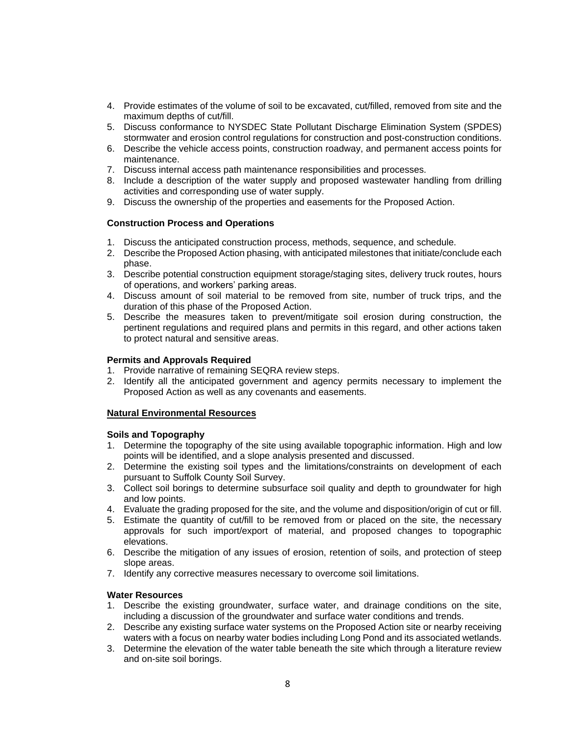4. Provide estimates of the volume of soil to be excavated, cut/filled, removed from site and the maximum depths of cut/fill.
5. Discuss conformance to NYSDEC State Pollutant Discharge Elimination System (SPDES) stormwater and erosion control regulations for construction and post-construction conditions.
6. Describe the vehicle access points, construction roadway, and permanent access points for maintenance.
7. Discuss internal access path maintenance responsibilities and processes.
8. Include a description of the water supply and proposed wastewater handling from drilling activities and corresponding use of water supply.
9. Discuss the ownership of the properties and easements for the Proposed Action.

**Construction Process and Operations**

1. Discuss the anticipated construction process, methods, sequence, and schedule.
2. Describe the Proposed Action phasing, with anticipated milestones that initiate/conclude each phase.
3. Describe potential construction equipment storage/staging sites, delivery truck routes, hours of operations, and workers' parking areas.
4. Discuss amount of soil material to be removed from site, number of truck trips, and the duration of this phase of the Proposed Action.
5. Describe the measures taken to prevent/mitigate soil erosion during construction, the pertinent regulations and required plans and permits in this regard, and other actions taken to protect natural and sensitive areas.

**Permits and Approvals Required**

1. Provide narrative of remaining SEQRA review steps.
2. Identify all the anticipated government and agency permits necessary to implement the Proposed Action as well as any covenants and easements.

**<u>Natural Environmental Resources</u>**

**Soils and Topography**

1. Determine the topography of the site using available topographic information. High and low points will be identified, and a slope analysis presented and discussed.
2. Determine the existing soil types and the limitations/constraints on development of each pursuant to Suffolk County Soil Survey.
3. Collect soil borings to determine subsurface soil quality and depth to groundwater for high and low points.
4. Evaluate the grading proposed for the site, and the volume and disposition/origin of cut or fill.
5. Estimate the quantity of cut/fill to be removed from or placed on the site, the necessary approvals for such import/export of material, and proposed changes to topographic elevations.
6. Describe the mitigation of any issues of erosion, retention of soils, and protection of steep slope areas.
7. Identify any corrective measures necessary to overcome soil limitations.

**Water Resources**

1. Describe the existing groundwater, surface water, and drainage conditions on the site, including a discussion of the groundwater and surface water conditions and trends.
2. Describe any existing surface water systems on the Proposed Action site or nearby receiving waters with a focus on nearby water bodies including Long Pond and its associated wetlands.
3. Determine the elevation of the water table beneath the site which through a literature review and on-site soil borings.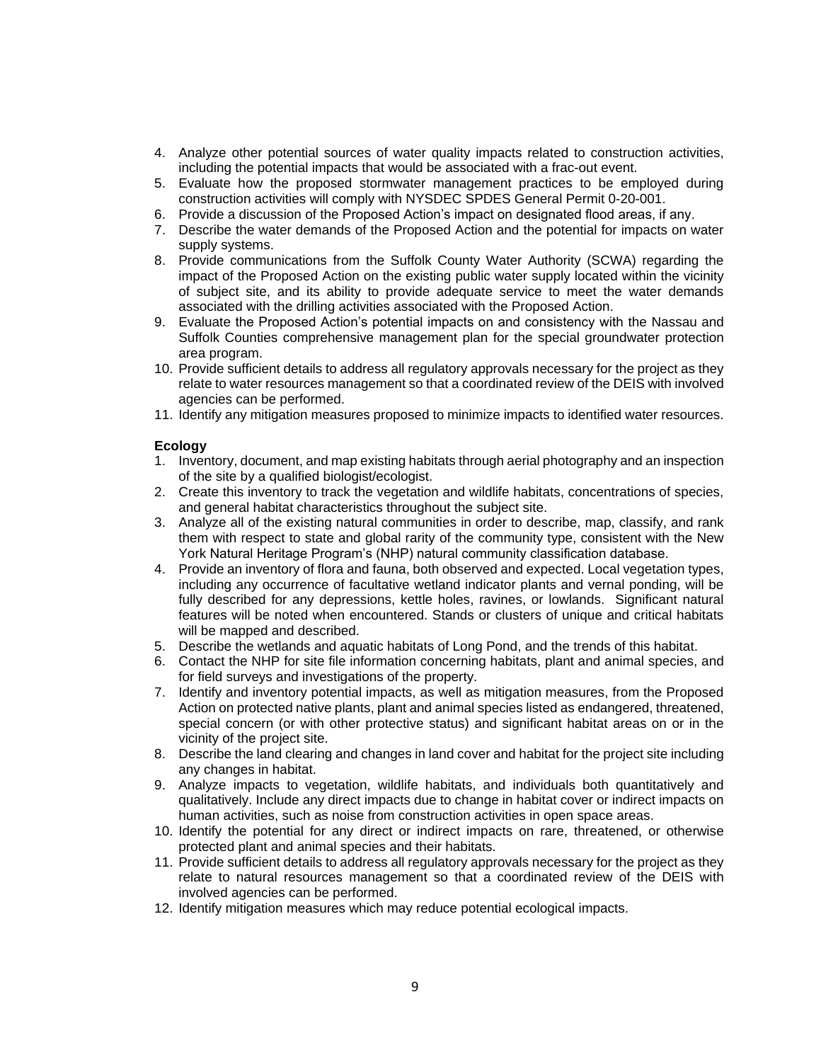4. Analyze other potential sources of water quality impacts related to construction activities, including the potential impacts that would be associated with a frac-out event.
5. Evaluate how the proposed stormwater management practices to be employed during construction activities will comply with NYSDEC SPDES General Permit 0-20-001.
6. Provide a discussion of the Proposed Action's impact on designated flood areas, if any.
7. Describe the water demands of the Proposed Action and the potential for impacts on water supply systems.
8. Provide communications from the Suffolk County Water Authority (SCWA) regarding the impact of the Proposed Action on the existing public water supply located within the vicinity of subject site, and its ability to provide adequate service to meet the water demands associated with the drilling activities associated with the Proposed Action.
9. Evaluate the Proposed Action's potential impacts on and consistency with the Nassau and Suffolk Counties comprehensive management plan for the special groundwater protection area program.
10. Provide sufficient details to address all regulatory approvals necessary for the project as they relate to water resources management so that a coordinated review of the DEIS with involved agencies can be performed.
11. Identify any mitigation measures proposed to minimize impacts to identified water resources.

**Ecology**

1. Inventory, document, and map existing habitats through aerial photography and an inspection of the site by a qualified biologist/ecologist.
2. Create this inventory to track the vegetation and wildlife habitats, concentrations of species, and general habitat characteristics throughout the subject site.
3. Analyze all of the existing natural communities in order to describe, map, classify, and rank them with respect to state and global rarity of the community type, consistent with the New York Natural Heritage Program's (NHP) natural community classification database.
4. Provide an inventory of flora and fauna, both observed and expected. Local vegetation types, including any occurrence of facultative wetland indicator plants and vernal ponding, will be fully described for any depressions, kettle holes, ravines, or lowlands. Significant natural features will be noted when encountered. Stands or clusters of unique and critical habitats will be mapped and described.
5. Describe the wetlands and aquatic habitats of Long Pond, and the trends of this habitat.
6. Contact the NHP for site file information concerning habitats, plant and animal species, and for field surveys and investigations of the property.
7. Identify and inventory potential impacts, as well as mitigation measures, from the Proposed Action on protected native plants, plant and animal species listed as endangered, threatened, special concern (or with other protective status) and significant habitat areas on or in the vicinity of the project site.
8. Describe the land clearing and changes in land cover and habitat for the project site including any changes in habitat.
9. Analyze impacts to vegetation, wildlife habitats, and individuals both quantitatively and qualitatively. Include any direct impacts due to change in habitat cover or indirect impacts on human activities, such as noise from construction activities in open space areas.
10. Identify the potential for any direct or indirect impacts on rare, threatened, or otherwise protected plant and animal species and their habitats.
11. Provide sufficient details to address all regulatory approvals necessary for the project as they relate to natural resources management so that a coordinated review of the DEIS with involved agencies can be performed.
12. Identify mitigation measures which may reduce potential ecological impacts.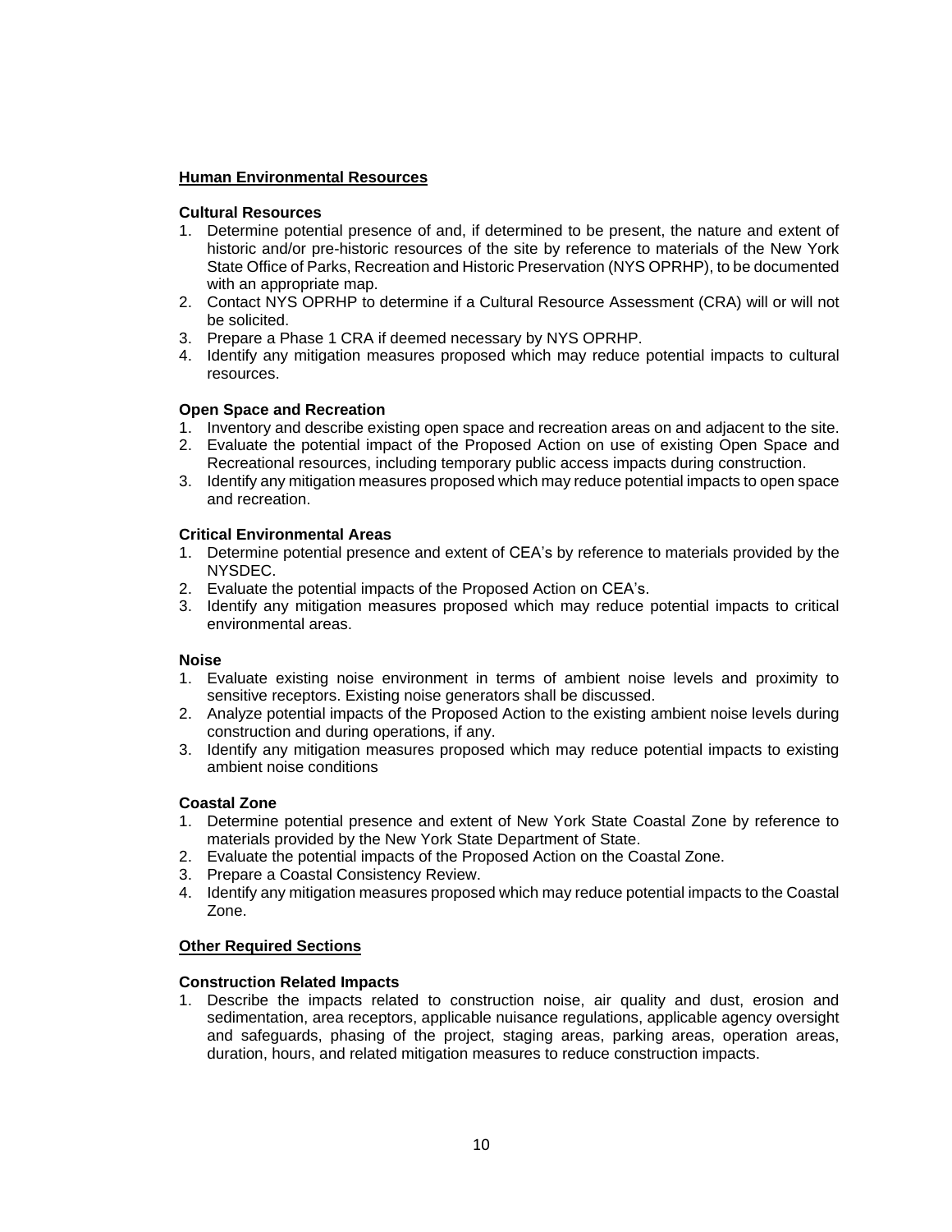**<u>Human Environmental Resources</u>**

**Cultural Resources**

1. Determine potential presence of and, if determined to be present, the nature and extent of historic and/or pre-historic resources of the site by reference to materials of the New York State Office of Parks, Recreation and Historic Preservation (NYS OPRHP), to be documented with an appropriate map.
2. Contact NYS OPRHP to determine if a Cultural Resource Assessment (CRA) will or will not be solicited.
3. Prepare a Phase 1 CRA if deemed necessary by NYS OPRHP.
4. Identify any mitigation measures proposed which may reduce potential impacts to cultural resources.

**Open Space and Recreation**

1. Inventory and describe existing open space and recreation areas on and adjacent to the site.
2. Evaluate the potential impact of the Proposed Action on use of existing Open Space and Recreational resources, including temporary public access impacts during construction.
3. Identify any mitigation measures proposed which may reduce potential impacts to open space and recreation.

**Critical Environmental Areas**

1. Determine potential presence and extent of CEA's by reference to materials provided by the NYSDEC.
2. Evaluate the potential impacts of the Proposed Action on CEA's.
3. Identify any mitigation measures proposed which may reduce potential impacts to critical environmental areas.

**Noise**

1. Evaluate existing noise environment in terms of ambient noise levels and proximity to sensitive receptors. Existing noise generators shall be discussed.
2. Analyze potential impacts of the Proposed Action to the existing ambient noise levels during construction and during operations, if any.
3. Identify any mitigation measures proposed which may reduce potential impacts to existing ambient noise conditions

**Coastal Zone**

1. Determine potential presence and extent of New York State Coastal Zone by reference to materials provided by the New York State Department of State.
2. Evaluate the potential impacts of the Proposed Action on the Coastal Zone.
3. Prepare a Coastal Consistency Review.
4. Identify any mitigation measures proposed which may reduce potential impacts to the Coastal Zone.

**<u>Other Required Sections</u>**

**Construction Related Impacts**

1. Describe the impacts related to construction noise, air quality and dust, erosion and sedimentation, area receptors, applicable nuisance regulations, applicable agency oversight and safeguards, phasing of the project, staging areas, parking areas, operation areas, duration, hours, and related mitigation measures to reduce construction impacts.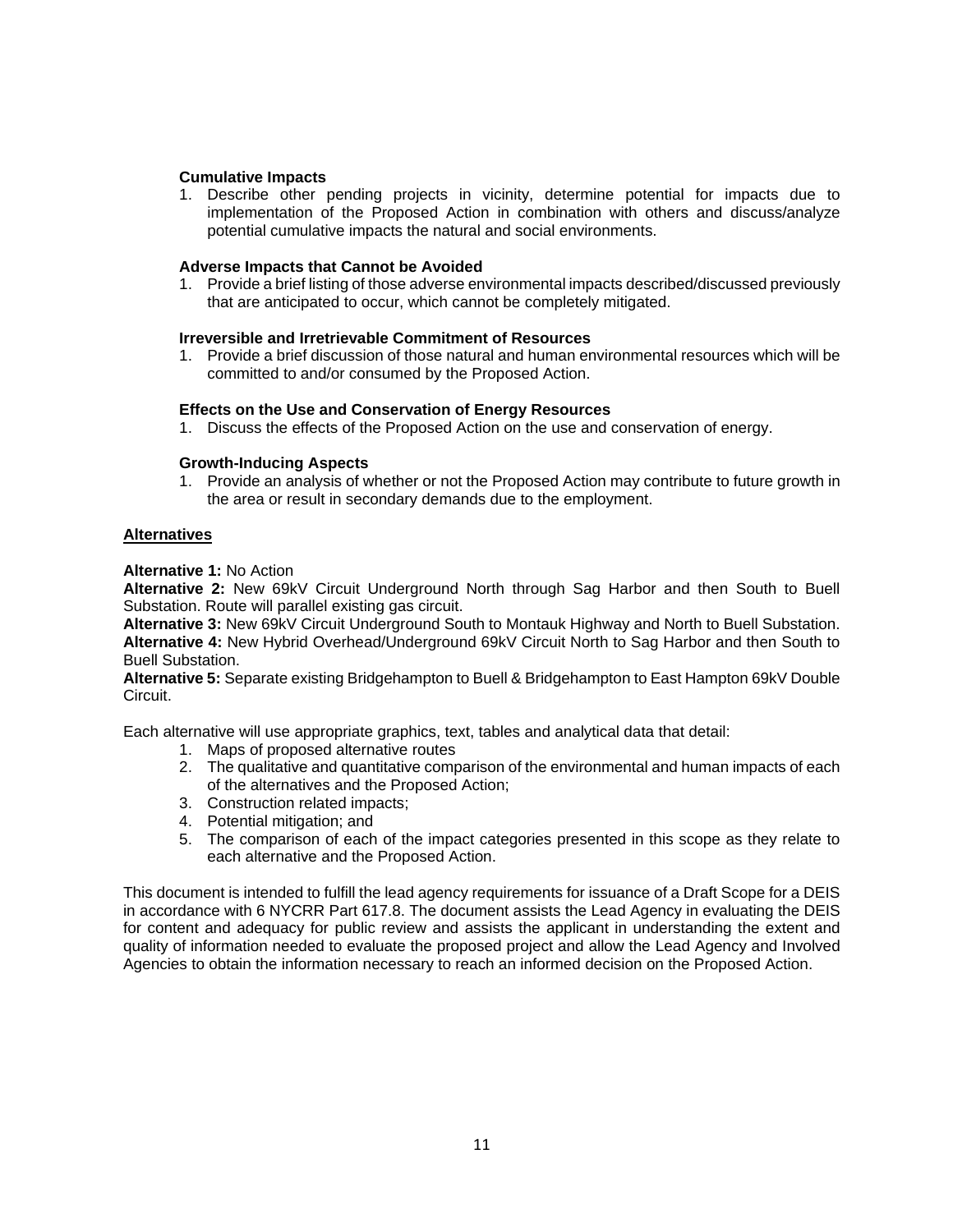**Cumulative Impacts**

1. Describe other pending projects in vicinity, determine potential for impacts due to implementation of the Proposed Action in combination with others and discuss/analyze potential cumulative impacts the natural and social environments.

**Adverse Impacts that Cannot be Avoided**

1. Provide a brief listing of those adverse environmental impacts described/discussed previously that are anticipated to occur, which cannot be completely mitigated.

**Irreversible and Irretrievable Commitment of Resources**

1. Provide a brief discussion of those natural and human environmental resources which will be committed to and/or consumed by the Proposed Action.

**Effects on the Use and Conservation of Energy Resources**

1. Discuss the effects of the Proposed Action on the use and conservation of energy.

**Growth-Inducing Aspects**

1. Provide an analysis of whether or not the Proposed Action may contribute to future growth in the area or result in secondary demands due to the employment.

**<u>Alternatives</u>**

**Alternative 1:** No Action
**Alternative 2:** New 69kV Circuit Underground North through Sag Harbor and then South to Buell Substation. Route will parallel existing gas circuit.
**Alternative 3:** New 69kV Circuit Underground South to Montauk Highway and North to Buell Substation.
**Alternative 4:** New Hybrid Overhead/Underground 69kV Circuit North to Sag Harbor and then South to Buell Substation.
**Alternative 5:** Separate existing Bridgehampton to Buell & Bridgehampton to East Hampton 69kV Double Circuit.

Each alternative will use appropriate graphics, text, tables and analytical data that detail:

1. Maps of proposed alternative routes
2. The qualitative and quantitative comparison of the environmental and human impacts of each of the alternatives and the Proposed Action;
3. Construction related impacts;
4. Potential mitigation; and
5. The comparison of each of the impact categories presented in this scope as they relate to each alternative and the Proposed Action.

This document is intended to fulfill the lead agency requirements for issuance of a Draft Scope for a DEIS in accordance with 6 NYCRR Part 617.8. The document assists the Lead Agency in evaluating the DEIS for content and adequacy for public review and assists the applicant in understanding the extent and quality of information needed to evaluate the proposed project and allow the Lead Agency and Involved Agencies to obtain the information necessary to reach an informed decision on the Proposed Action.